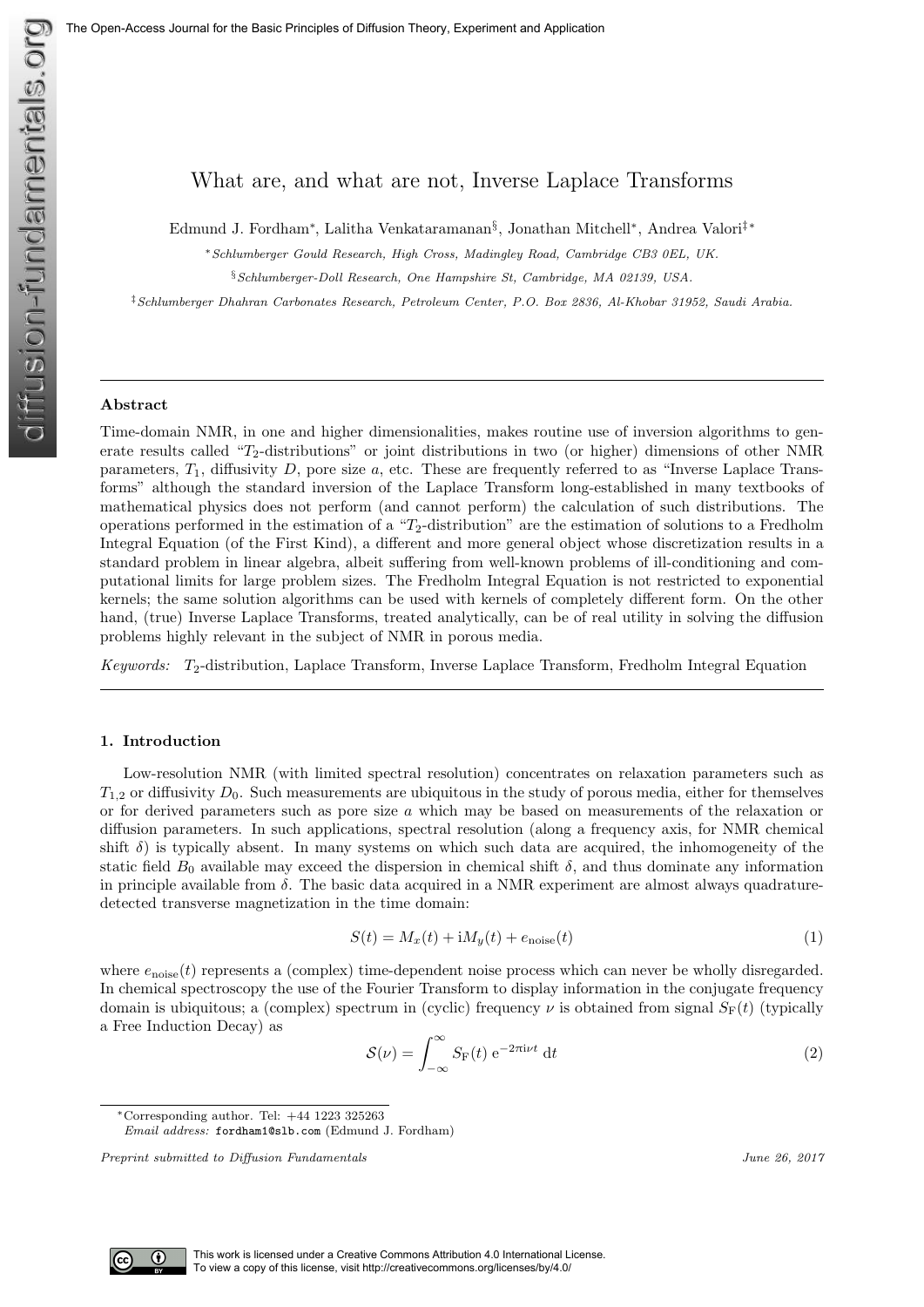# What are, and what are not, Inverse Laplace Transforms

Edmund J. Fordham[*], Lalitha Venkataramanan[§], Jonathan Mitchell[*], Andrea Valori[‡*]

[*] *Schlumberger Gould Research, High Cross, Madingley Road, Cambridge CB3 0EL, UK.*

[§] *Schlumberger-Doll Research, One Hampshire St, Cambridge, MA 02139, USA.*

[‡] *Schlumberger Dhahran Carbonates Research, Petroleum Center, P.O. Box 2836, Al-Khobar 31952, Saudi Arabia.*

---

## Abstract

Time-domain NMR, in one and higher dimensionalities, makes routine use of inversion algorithms to generate results called "$T_2$-distributions" or joint distributions in two (or higher) dimensions of other NMR parameters, $T_1$, diffusivity $D$, pore size $a$, etc. These are frequently referred to as "Inverse Laplace Transforms" although the standard inversion of the Laplace Transform long-established in many textbooks of mathematical physics does not perform (and cannot perform) the calculation of such distributions. The operations performed in the estimation of a "$T_2$-distribution" are the estimation of solutions to a Fredholm Integral Equation (of the First Kind), a different and more general object whose discretization results in a standard problem in linear algebra, albeit suffering from well-known problems of ill-conditioning and computational limits for large problem sizes. The Fredholm Integral Equation is not restricted to exponential kernels; the same solution algorithms can be used with kernels of completely different form. On the other hand, (true) Inverse Laplace Transforms, treated analytically, can be of real utility in solving the diffusion problems highly relevant in the subject of NMR in porous media.

*Keywords:* $T_2$-distribution, Laplace Transform, Inverse Laplace Transform, Fredholm Integral Equation

---

## 1. Introduction

Low-resolution NMR (with limited spectral resolution) concentrates on relaxation parameters such as $T_{1,2}$ or diffusivity $D_0$. Such measurements are ubiquitous in the study of porous media, either for themselves or for derived parameters such as pore size $a$ which may be based on measurements of the relaxation or diffusion parameters. In such applications, spectral resolution (along a frequency axis, for NMR chemical shift $\delta$) is typically absent. In many systems on which such data are acquired, the inhomogeneity of the static field $B_0$ available may exceed the dispersion in chemical shift $\delta$, and thus dominate any information in principle available from $\delta$. The basic data acquired in a NMR experiment are almost always quadrature-detected transverse magnetization in the time domain:

$$S(t) = M_x(t) + \mathrm{i}M_y(t) + e_{\mathrm{noise}}(t) \tag{1}$$

where $e_{\mathrm{noise}}(t)$ represents a (complex) time-dependent noise process which can never be wholly disregarded. In chemical spectroscopy the use of the Fourier Transform to display information in the conjugate frequency domain is ubiquitous; a (complex) spectrum in (cyclic) frequency $\nu$ is obtained from signal $S_{\mathrm{F}}(t)$ (typically a Free Induction Decay) as

$$\mathcal{S}(\nu) = \int_{-\infty}^{\infty} S_{\mathrm{F}}(t)\, \mathrm{e}^{-2\pi \mathrm{i}\nu t}\, \mathrm{d}t \tag{2}$$

---

[*] Corresponding author. Tel: +44 1223 325263
*Email address:* fordham1@slb.com (Edmund J. Fordham)

*Preprint submitted to Diffusion Fundamentals* — *June 26, 2017*

This work is licensed under a Creative Commons Attribution 4.0 International License. To view a copy of this license, visit http://creativecommons.org/licenses/by/4.0/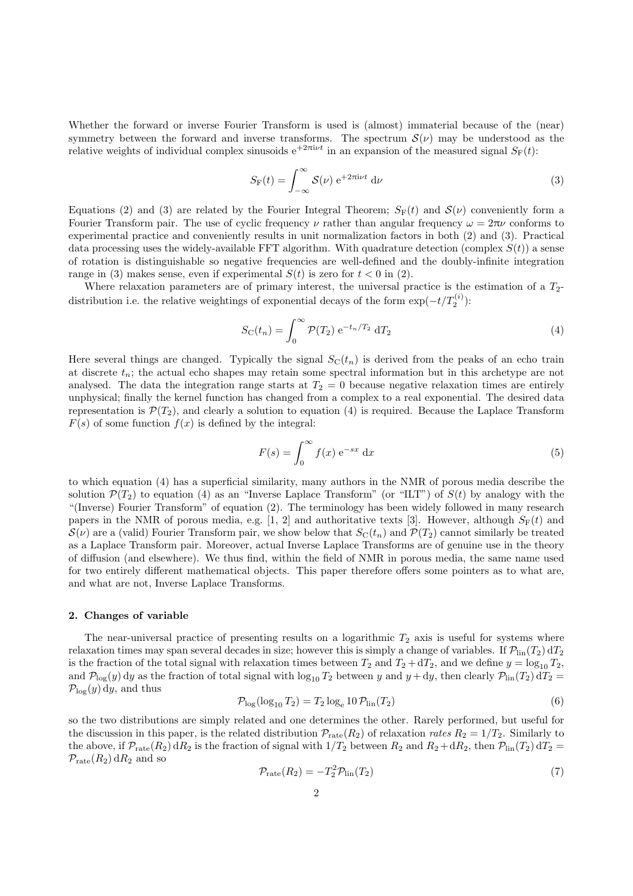Whether the forward or inverse Fourier Transform is used is (almost) immaterial because of the (near) symmetry between the forward and inverse transforms. The spectrum $\mathcal{S}(\nu)$ may be understood as the relative weights of individual complex sinusoids $\mathrm{e}^{+2\pi\mathrm{i}\nu t}$ in an expansion of the measured signal $S_{\mathrm{F}}(t)$:

$$S_{\mathrm{F}}(t) = \int_{-\infty}^{\infty} \mathcal{S}(\nu)\ \mathrm{e}^{+2\pi\mathrm{i}\nu t}\ \mathrm{d}\nu \tag{3}$$

Equations (2) and (3) are related by the Fourier Integral Theorem; $S_{\mathrm{F}}(t)$ and $\mathcal{S}(\nu)$ conveniently form a Fourier Transform pair. The use of cyclic frequency $\nu$ rather than angular frequency $\omega = 2\pi\nu$ conforms to experimental practice and conveniently results in unit normalization factors in both (2) and (3). Practical data processing uses the widely-available FFT algorithm. With quadrature detection (complex $S(t)$) a sense of rotation is distinguishable so negative frequencies are well-defined and the doubly-infinite integration range in (3) makes sense, even if experimental $S(t)$ is zero for $t < 0$ in (2).

Where relaxation parameters are of primary interest, the universal practice is the estimation of a $T_2$-distribution i.e. the relative weightings of exponential decays of the form $\exp(-t/T_2^{(i)})$:

$$S_{\mathrm{C}}(t_n) = \int_{0}^{\infty} \mathcal{P}(T_2)\ \mathrm{e}^{-t_n/T_2}\ \mathrm{d}T_2 \tag{4}$$

Here several things are changed. Typically the signal $S_{\mathrm{C}}(t_n)$ is derived from the peaks of an echo train at discrete $t_n$; the actual echo shapes may retain some spectral information but in this archetype are not analysed. The data the integration range starts at $T_2 = 0$ because negative relaxation times are entirely unphysical; finally the kernel function has changed from a complex to a real exponential. The desired data representation is $\mathcal{P}(T_2)$, and clearly a solution to equation (4) is required. Because the Laplace Transform $F(s)$ of some function $f(x)$ is defined by the integral:

$$F(s) = \int_{0}^{\infty} f(x)\ \mathrm{e}^{-sx}\ \mathrm{d}x \tag{5}$$

to which equation (4) has a superficial similarity, many authors in the NMR of porous media describe the solution $\mathcal{P}(T_2)$ to equation (4) as an "Inverse Laplace Transform" (or "ILT") of $S(t)$ by analogy with the "(Inverse) Fourier Transform" of equation (2). The terminology has been widely followed in many research papers in the NMR of porous media, e.g. [1, 2] and authoritative texts [3]. However, although $S_{\mathrm{F}}(t)$ and $\mathcal{S}(\nu)$ are a (valid) Fourier Transform pair, we show below that $S_{\mathrm{C}}(t_n)$ and $\mathcal{P}(T_2)$ cannot similarly be treated as a Laplace Transform pair. Moreover, actual Inverse Laplace Transforms are of genuine use in the theory of diffusion (and elsewhere). We thus find, within the field of NMR in porous media, the same name used for two entirely different mathematical objects. This paper therefore offers some pointers as to what are, and what are not, Inverse Laplace Transforms.

## 2. Changes of variable

The near-universal practice of presenting results on a logarithmic $T_2$ axis is useful for systems where relaxation times may span several decades in size; however this is simply a change of variables. If $\mathcal{P}_{\mathrm{lin}}(T_2)\,\mathrm{d}T_2$ is the fraction of the total signal with relaxation times between $T_2$ and $T_2 + \mathrm{d}T_2$, and we define $y = \log_{10} T_2$, and $\mathcal{P}_{\mathrm{log}}(y)\,\mathrm{d}y$ as the fraction of total signal with $\log_{10} T_2$ between $y$ and $y + \mathrm{d}y$, then clearly $\mathcal{P}_{\mathrm{lin}}(T_2)\,\mathrm{d}T_2 = \mathcal{P}_{\mathrm{log}}(y)\,\mathrm{d}y$, and thus

$$\mathcal{P}_{\mathrm{log}}(\log_{10} T_2) = T_2 \log_{\mathrm{e}} 10\,\mathcal{P}_{\mathrm{lin}}(T_2) \tag{6}$$

so the two distributions are simply related and one determines the other. Rarely performed, but useful for the discussion in this paper, is the related distribution $\mathcal{P}_{\mathrm{rate}}(R_2)$ of relaxation *rates* $R_2 = 1/T_2$. Similarly to the above, if $\mathcal{P}_{\mathrm{rate}}(R_2)\,\mathrm{d}R_2$ is the fraction of signal with $1/T_2$ between $R_2$ and $R_2 + \mathrm{d}R_2$, then $\mathcal{P}_{\mathrm{lin}}(T_2)\,\mathrm{d}T_2 = \mathcal{P}_{\mathrm{rate}}(R_2)\,\mathrm{d}R_2$ and so

$$\mathcal{P}_{\mathrm{rate}}(R_2) = -T_2^2 \mathcal{P}_{\mathrm{lin}}(T_2) \tag{7}$$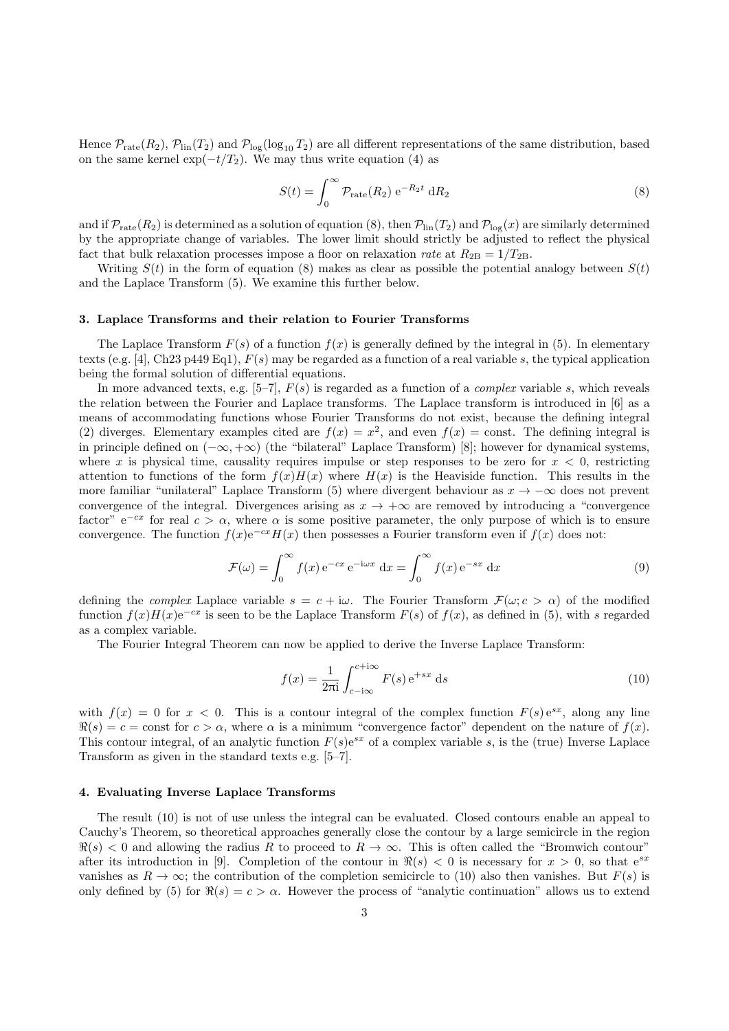Hence $\mathcal{P}_{\text{rate}}(R_2)$, $\mathcal{P}_{\text{lin}}(T_2)$ and $\mathcal{P}_{\log}(\log_{10} T_2)$ are all different representations of the same distribution, based on the same kernel $\exp(-t/T_2)$. We may thus write equation (4) as

$$S(t) = \int_0^\infty \mathcal{P}_{\text{rate}}(R_2)\, \mathrm{e}^{-R_2 t}\, \mathrm{d}R_2 \tag{8}$$

and if $\mathcal{P}_{\text{rate}}(R_2)$ is determined as a solution of equation (8), then $\mathcal{P}_{\text{lin}}(T_2)$ and $\mathcal{P}_{\log}(x)$ are similarly determined by the appropriate change of variables. The lower limit should strictly be adjusted to reflect the physical fact that bulk relaxation processes impose a floor on relaxation *rate* at $R_{2\text{B}} = 1/T_{2\text{B}}$.

Writing $S(t)$ in the form of equation (8) makes as clear as possible the potential analogy between $S(t)$ and the Laplace Transform (5). We examine this further below.

### 3. Laplace Transforms and their relation to Fourier Transforms

The Laplace Transform $F(s)$ of a function $f(x)$ is generally defined by the integral in (5). In elementary texts (e.g. [4], Ch23 p449 Eq1), $F(s)$ may be regarded as a function of a real variable $s$, the typical application being the formal solution of differential equations.

In more advanced texts, e.g. [5–7], $F(s)$ is regarded as a function of a *complex* variable $s$, which reveals the relation between the Fourier and Laplace transforms. The Laplace transform is introduced in [6] as a means of accommodating functions whose Fourier Transforms do not exist, because the defining integral (2) diverges. Elementary examples cited are $f(x) = x^2$, and even $f(x) = \text{const}$. The defining integral is in principle defined on $(-\infty, +\infty)$ (the "bilateral" Laplace Transform) [8]; however for dynamical systems, where $x$ is physical time, causality requires impulse or step responses to be zero for $x < 0$, restricting attention to functions of the form $f(x)H(x)$ where $H(x)$ is the Heaviside function. This results in the more familiar "unilateral" Laplace Transform (5) where divergent behaviour as $x \to -\infty$ does not prevent convergence of the integral. Divergences arising as $x \to +\infty$ are removed by introducing a "convergence factor" $\mathrm{e}^{-cx}$ for real $c > \alpha$, where $\alpha$ is some positive parameter, the only purpose of which is to ensure convergence. The function $f(x)\mathrm{e}^{-cx}H(x)$ then possesses a Fourier transform even if $f(x)$ does not:

$$\mathcal{F}(\omega) = \int_0^\infty f(x)\, \mathrm{e}^{-cx}\, \mathrm{e}^{-\mathrm{i}\omega x}\, \mathrm{d}x = \int_0^\infty f(x)\, \mathrm{e}^{-sx}\, \mathrm{d}x \tag{9}$$

defining the *complex* Laplace variable $s = c + \mathrm{i}\omega$. The Fourier Transform $\mathcal{F}(\omega; c > \alpha)$ of the modified function $f(x)H(x)\mathrm{e}^{-cx}$ is seen to be the Laplace Transform $F(s)$ of $f(x)$, as defined in (5), with $s$ regarded as a complex variable.

The Fourier Integral Theorem can now be applied to derive the Inverse Laplace Transform:

$$f(x) = \frac{1}{2\pi\mathrm{i}} \int_{c-\mathrm{i}\infty}^{c+\mathrm{i}\infty} F(s)\, \mathrm{e}^{+sx}\, \mathrm{d}s \tag{10}$$

with $f(x) = 0$ for $x < 0$. This is a contour integral of the complex function $F(s)\,\mathrm{e}^{sx}$, along any line $\Re(s) = c = \text{const}$ for $c > \alpha$, where $\alpha$ is a minimum "convergence factor" dependent on the nature of $f(x)$. This contour integral, of an analytic function $F(s)\mathrm{e}^{sx}$ of a complex variable $s$, is the (true) Inverse Laplace Transform as given in the standard texts e.g. [5–7].

### 4. Evaluating Inverse Laplace Transforms

The result (10) is not of use unless the integral can be evaluated. Closed contours enable an appeal to Cauchy's Theorem, so theoretical approaches generally close the contour by a large semicircle in the region $\Re(s) < 0$ and allowing the radius $R$ to proceed to $R \to \infty$. This is often called the "Bromwich contour" after its introduction in [9]. Completion of the contour in $\Re(s) < 0$ is necessary for $x > 0$, so that $\mathrm{e}^{sx}$ vanishes as $R \to \infty$; the contribution of the completion semicircle to (10) also then vanishes. But $F(s)$ is only defined by (5) for $\Re(s) = c > \alpha$. However the process of "analytic continuation" allows us to extend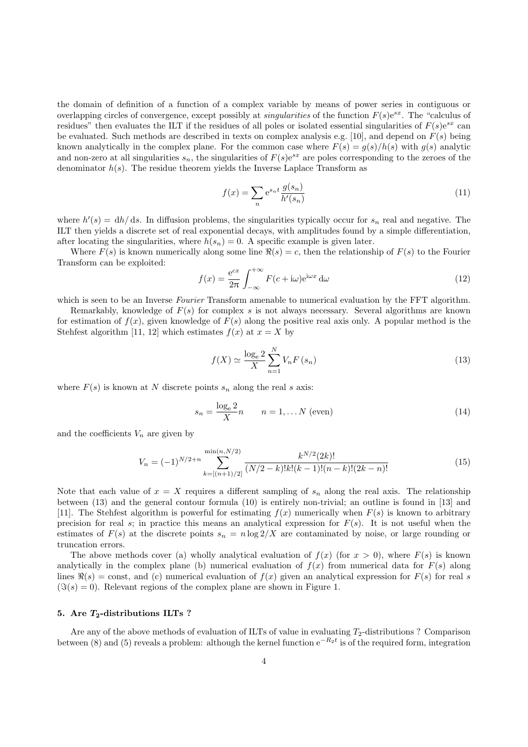the domain of definition of a function of a complex variable by means of power series in contiguous or overlapping circles of convergence, except possibly at *singularities* of the function $F(s)\mathrm{e}^{sx}$. The "calculus of residues" then evaluates the ILT if the residues of all poles or isolated essential singularities of $F(s)\mathrm{e}^{sx}$ can be evaluated. Such methods are described in texts on complex analysis e.g. [10], and depend on $F(s)$ being known analytically in the complex plane. For the common case where $F(s) = g(s)/h(s)$ with $g(s)$ analytic and non-zero at all singularities $s_n$, the singularities of $F(s)\mathrm{e}^{sx}$ are poles corresponding to the zeroes of the denominator $h(s)$. The residue theorem yields the Inverse Laplace Transform as

$$f(x) = \sum_n \mathrm{e}^{s_n t} \frac{g(s_n)}{h'(s_n)} \tag{11}$$

where $h'(s) = \mathrm{d}h/\,\mathrm{d}s$. In diffusion problems, the singularities typically occur for $s_n$ real and negative. The ILT then yields a discrete set of real exponential decays, with amplitudes found by a simple differentiation, after locating the singularities, where $h(s_n) = 0$. A specific example is given later.

Where $F(s)$ is known numerically along some line $\Re(s) = c$, then the relationship of $F(s)$ to the Fourier Transform can be exploited:

$$f(x) = \frac{\mathrm{e}^{cx}}{2\pi} \int_{-\infty}^{+\infty} F(c + \mathrm{i}\omega)\mathrm{e}^{\mathrm{i}\omega x}\,\mathrm{d}\omega \tag{12}$$

which is seen to be an Inverse *Fourier* Transform amenable to numerical evaluation by the FFT algorithm.

Remarkably, knowledge of $F(s)$ for complex $s$ is not always necessary. Several algorithms are known for estimation of $f(x)$, given knowledge of $F(s)$ along the positive real axis only. A popular method is the Stehfest algorithm [11, 12] which estimates $f(x)$ at $x = X$ by

$$f(X) \simeq \frac{\log_\mathrm{e} 2}{X} \sum_{n=1}^{N} V_n F\left(s_n\right) \tag{13}$$

where $F(s)$ is known at $N$ discrete points $s_n$ along the real $s$ axis:

$$s_n = \frac{\log_\mathrm{e} 2}{X} n \qquad n = 1, \ldots N \text{ (even)} \tag{14}$$

and the coefficients $V_n$ are given by

$$V_n = (-1)^{N/2+n} \sum_{k=[(n+1)/2]}^{\min(n,N/2)} \frac{k^{N/2}(2k)!}{(N/2-k)!k!(k-1)!(n-k)!(2k-n)!} \tag{15}$$

Note that each value of $x = X$ requires a different sampling of $s_n$ along the real axis. The relationship between (13) and the general contour formula (10) is entirely non-trivial; an outline is found in [13] and [11]. The Stehfest algorithm is powerful for estimating $f(x)$ numerically when $F(s)$ is known to arbitrary precision for real $s$; in practice this means an analytical expression for $F(s)$. It is not useful when the estimates of $F(s)$ at the discrete points $s_n = n \log 2/X$ are contaminated by noise, or large rounding or truncation errors.

The above methods cover (a) wholly analytical evaluation of $f(x)$ (for $x > 0$), where $F(s)$ is known analytically in the complex plane (b) numerical evaluation of $f(x)$ from numerical data for $F(s)$ along lines $\Re(s) = \text{const}$, and (c) numerical evaluation of $f(x)$ given an analytical expression for $F(s)$ for real $s$ ($\Im(s) = 0$). Relevant regions of the complex plane are shown in Figure 1.

### 5. Are $T_2$-distributions ILTs ?

Are any of the above methods of evaluation of ILTs of value in evaluating $T_2$-distributions ? Comparison between (8) and (5) reveals a problem: although the kernel function $\mathrm{e}^{-R_2 t}$ is of the required form, integration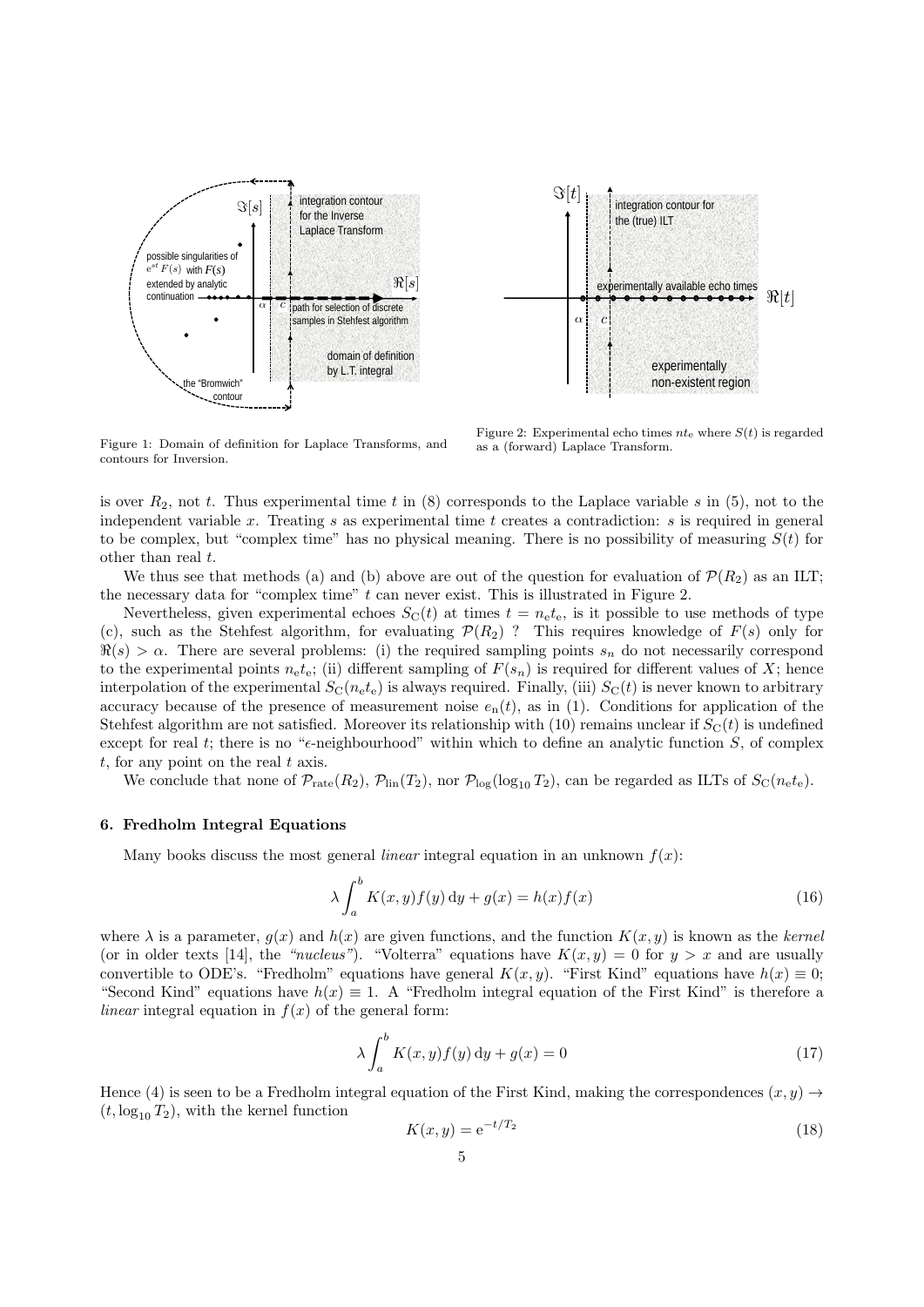Figure 1: Domain of definition for Laplace Transforms, and contours for Inversion.

Figure 2: Experimental echo times $nt_e$ where $S(t)$ is regarded as a (forward) Laplace Transform.

is over $R_2$, not $t$. Thus experimental time $t$ in (8) corresponds to the Laplace variable $s$ in (5), not to the independent variable $x$. Treating $s$ as experimental time $t$ creates a contradiction: $s$ is required in general to be complex, but "complex time" has no physical meaning. There is no possibility of measuring $S(t)$ for other than real $t$.

We thus see that methods (a) and (b) above are out of the question for evaluation of $\mathcal{P}(R_2)$ as an ILT; the necessary data for "complex time" $t$ can never exist. This is illustrated in Figure 2.

Nevertheless, given experimental echoes $S_C(t)$ at times $t = n_e t_e$, is it possible to use methods of type (c), such as the Stehfest algorithm, for evaluating $\mathcal{P}(R_2)$ ? This requires knowledge of $F(s)$ only for $\Re(s) > \alpha$. There are several problems: (i) the required sampling points $s_n$ do not necessarily correspond to the experimental points $n_e t_e$; (ii) different sampling of $F(s_n)$ is required for different values of $X$; hence interpolation of the experimental $S_C(n_e t_e)$ is always required. Finally, (iii) $S_C(t)$ is never known to arbitrary accuracy because of the presence of measurement noise $e_n(t)$, as in (1). Conditions for application of the Stehfest algorithm are not satisfied. Moreover its relationship with (10) remains unclear if $S_C(t)$ is undefined except for real $t$; there is no "$\epsilon$-neighbourhood" within which to define an analytic function $S$, of complex $t$, for any point on the real $t$ axis.

We conclude that none of $\mathcal{P}_{\text{rate}}(R_2)$, $\mathcal{P}_{\text{lin}}(T_2)$, nor $\mathcal{P}_{\text{log}}(\log_{10} T_2)$, can be regarded as ILTs of $S_C(n_e t_e)$.

### 6. Fredholm Integral Equations

Many books discuss the most general *linear* integral equation in an unknown $f(x)$:

$$\lambda \int_a^b K(x,y) f(y)\, \mathrm{d}y + g(x) = h(x) f(x) \tag{16}$$

where $\lambda$ is a parameter, $g(x)$ and $h(x)$ are given functions, and the function $K(x,y)$ is known as the *kernel* (or in older texts [14], the *"nucleus"*). "Volterra" equations have $K(x,y) = 0$ for $y > x$ and are usually convertible to ODE's. "Fredholm" equations have general $K(x,y)$. "First Kind" equations have $h(x) \equiv 0$; "Second Kind" equations have $h(x) \equiv 1$. A "Fredholm integral equation of the First Kind" is therefore a *linear* integral equation in $f(x)$ of the general form:

$$\lambda \int_a^b K(x,y) f(y)\, \mathrm{d}y + g(x) = 0 \tag{17}$$

Hence (4) is seen to be a Fredholm integral equation of the First Kind, making the correspondences $(x,y) \rightarrow (t, \log_{10} T_2)$, with the kernel function

$$K(x,y) = \mathrm{e}^{-t/T_2} \tag{18}$$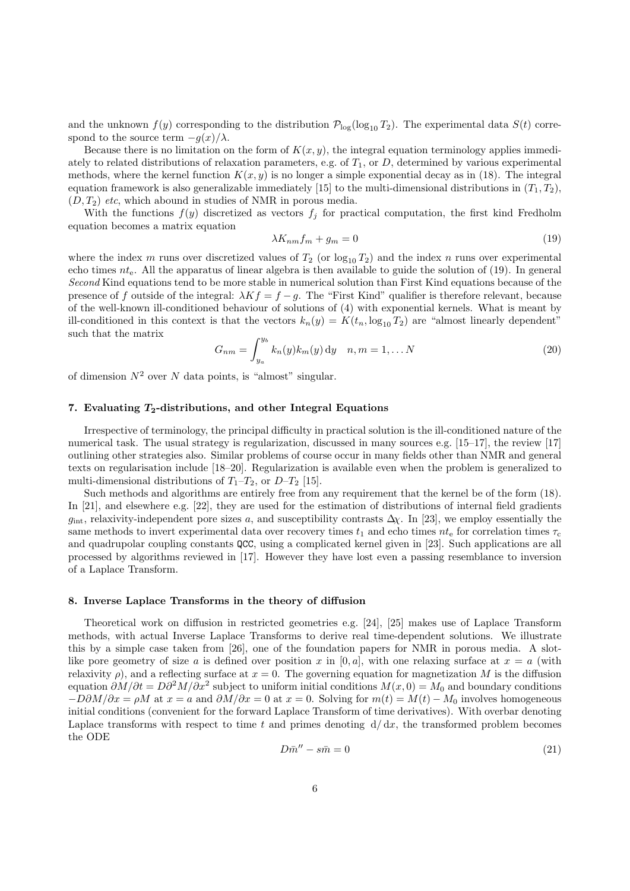and the unknown $f(y)$ corresponding to the distribution $\mathcal{P}_{\log}(\log_{10} T_2)$. The experimental data $S(t)$ correspond to the source term $-g(x)/\lambda$.

Because there is no limitation on the form of $K(x, y)$, the integral equation terminology applies immediately to related distributions of relaxation parameters, e.g. of $T_1$, or $D$, determined by various experimental methods, where the kernel function $K(x, y)$ is no longer a simple exponential decay as in (18). The integral equation framework is also generalizable immediately [15] to the multi-dimensional distributions in $(T_1, T_2)$, $(D, T_2)$ *etc*, which abound in studies of NMR in porous media.

With the functions $f(y)$ discretized as vectors $f_j$ for practical computation, the first kind Fredholm equation becomes a matrix equation

$$\lambda K_{nm} f_m + g_m = 0 \tag{19}$$

where the index $m$ runs over discretized values of $T_2$ (or $\log_{10} T_2$) and the index $n$ runs over experimental echo times $nt_\mathrm{e}$. All the apparatus of linear algebra is then available to guide the solution of (19). In general *Second* Kind equations tend to be more stable in numerical solution than First Kind equations because of the presence of $f$ outside of the integral: $\lambda K f = f - g$. The "First Kind" qualifier is therefore relevant, because of the well-known ill-conditioned behaviour of solutions of (4) with exponential kernels. What is meant by ill-conditioned in this context is that the vectors $k_n(y) = K(t_n, \log_{10} T_2)$ are "almost linearly dependent" such that the matrix

$$G_{nm} = \int_{y_a}^{y_b} k_n(y) k_m(y)\,\mathrm{d}y \quad n, m = 1, \ldots N \tag{20}$$

of dimension $N^2$ over $N$ data points, is "almost" singular.

## 7. Evaluating $T_2$-distributions, and other Integral Equations

Irrespective of terminology, the principal difficulty in practical solution is the ill-conditioned nature of the numerical task. The usual strategy is regularization, discussed in many sources e.g. [15–17], the review [17] outlining other strategies also. Similar problems of course occur in many fields other than NMR and general texts on regularisation include [18–20]. Regularization is available even when the problem is generalized to multi-dimensional distributions of $T_1$–$T_2$, or $D$–$T_2$ [15].

Such methods and algorithms are entirely free from any requirement that the kernel be of the form (18). In [21], and elsewhere e.g. [22], they are used for the estimation of distributions of internal field gradients $g_\mathrm{int}$, relaxivity-independent pore sizes $a$, and susceptibility contrasts $\Delta\chi$. In [23], we employ essentially the same methods to invert experimental data over recovery times $t_1$ and echo times $nt_\mathrm{e}$ for correlation times $\tau_\mathrm{c}$ and quadrupolar coupling constants `QCC`, using a complicated kernel given in [23]. Such applications are all processed by algorithms reviewed in [17]. However they have lost even a passing resemblance to inversion of a Laplace Transform.

## 8. Inverse Laplace Transforms in the theory of diffusion

Theoretical work on diffusion in restricted geometries e.g. [24], [25] makes use of Laplace Transform methods, with actual Inverse Laplace Transforms to derive real time-dependent solutions. We illustrate this by a simple case taken from [26], one of the foundation papers for NMR in porous media. A slot-like pore geometry of size $a$ is defined over position $x$ in $[0, a]$, with one relaxing surface at $x = a$ (with relaxivity $\rho$), and a reflecting surface at $x = 0$. The governing equation for magnetization $M$ is the diffusion equation $\partial M/\partial t = D\partial^2 M/\partial x^2$ subject to uniform initial conditions $M(x, 0) = M_0$ and boundary conditions $-D\partial M/\partial x = \rho M$ at $x = a$ and $\partial M/\partial x = 0$ at $x = 0$. Solving for $m(t) = M(t) - M_0$ involves homogeneous initial conditions (convenient for the forward Laplace Transform of time derivatives). With overbar denoting Laplace transforms with respect to time $t$ and primes denoting $\mathrm{d}/\mathrm{d}x$, the transformed problem becomes the ODE

$$D\bar{m}'' - s\bar{m} = 0 \tag{21}$$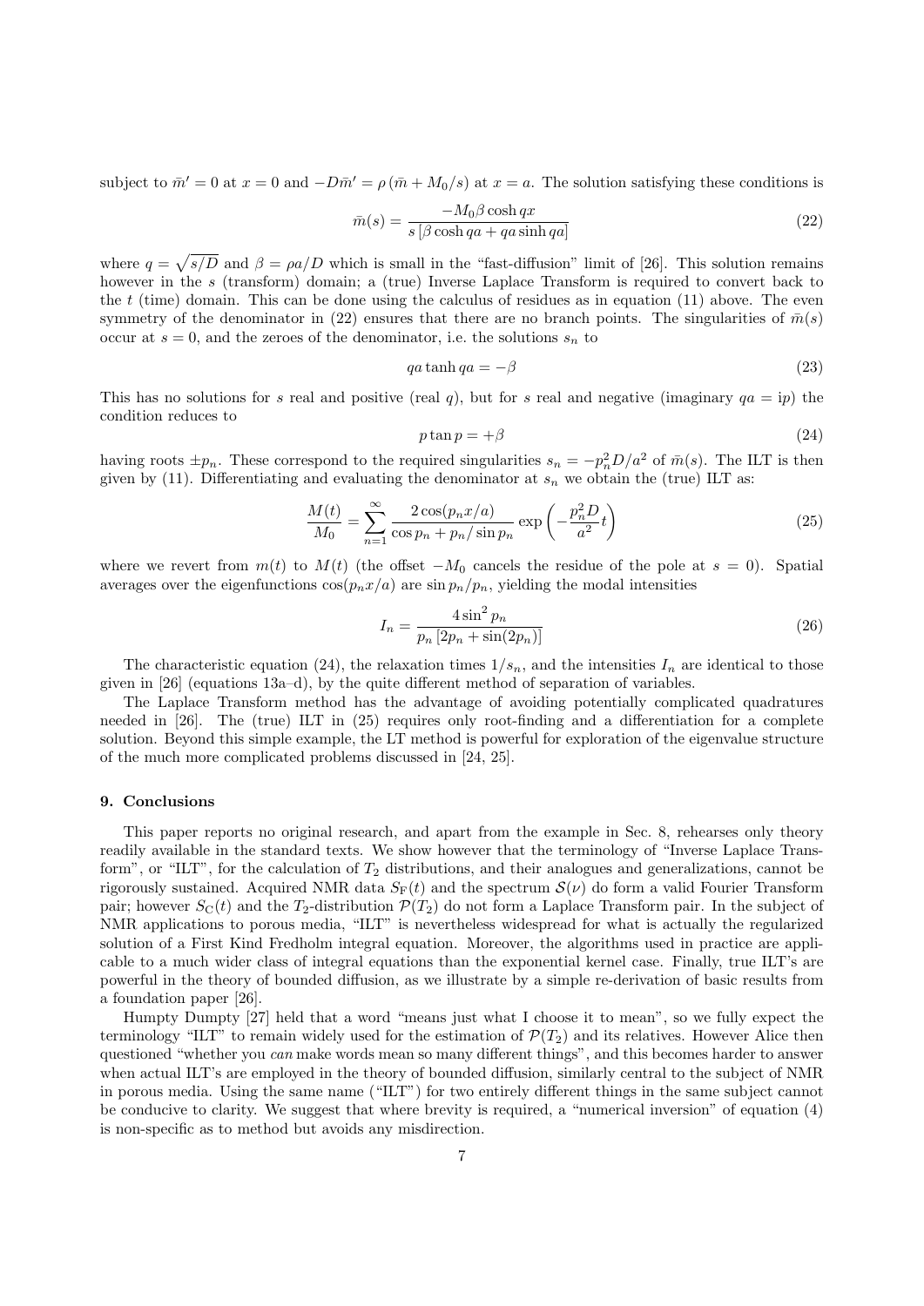subject to $\bar{m}' = 0$ at $x = 0$ and $-D\bar{m}' = \rho\,(\bar{m} + M_0/s)$ at $x = a$. The solution satisfying these conditions is

$$\bar{m}(s) = \frac{-M_0 \beta \cosh qx}{s\,[\beta \cosh qa + qa \sinh qa]} \tag{22}$$

where $q = \sqrt{s/D}$ and $\beta = \rho a/D$ which is small in the "fast-diffusion" limit of [26]. This solution remains however in the $s$ (transform) domain; a (true) Inverse Laplace Transform is required to convert back to the $t$ (time) domain. This can be done using the calculus of residues as in equation (11) above. The even symmetry of the denominator in (22) ensures that there are no branch points. The singularities of $\bar{m}(s)$ occur at $s = 0$, and the zeroes of the denominator, i.e. the solutions $s_n$ to

$$qa \tanh qa = -\beta \tag{23}$$

This has no solutions for $s$ real and positive (real $q$), but for $s$ real and negative (imaginary $qa = \mathrm{i}p$) the condition reduces to

$$p \tan p = +\beta \tag{24}$$

having roots $\pm p_n$. These correspond to the required singularities $s_n = -p_n^2 D/a^2$ of $\bar{m}(s)$. The ILT is then given by (11). Differentiating and evaluating the denominator at $s_n$ we obtain the (true) ILT as:

$$\frac{M(t)}{M_0} = \sum_{n=1}^{\infty} \frac{2\cos(p_n x/a)}{\cos p_n + p_n/\sin p_n} \exp\left(-\frac{p_n^2 D}{a^2} t\right) \tag{25}$$

where we revert from $m(t)$ to $M(t)$ (the offset $-M_0$ cancels the residue of the pole at $s = 0$). Spatial averages over the eigenfunctions $\cos(p_n x/a)$ are $\sin p_n/p_n$, yielding the modal intensities

$$I_n = \frac{4\sin^2 p_n}{p_n\,[2p_n + \sin(2p_n)]} \tag{26}$$

The characteristic equation (24), the relaxation times $1/s_n$, and the intensities $I_n$ are identical to those given in [26] (equations 13a–d), by the quite different method of separation of variables.

The Laplace Transform method has the advantage of avoiding potentially complicated quadratures needed in [26]. The (true) ILT in (25) requires only root-finding and a differentiation for a complete solution. Beyond this simple example, the LT method is powerful for exploration of the eigenvalue structure of the much more complicated problems discussed in [24, 25].

## 9. Conclusions

This paper reports no original research, and apart from the example in Sec. 8, rehearses only theory readily available in the standard texts. We show however that the terminology of "Inverse Laplace Transform", or "ILT", for the calculation of $T_2$ distributions, and their analogues and generalizations, cannot be rigorously sustained. Acquired NMR data $S_{\mathrm{F}}(t)$ and the spectrum $\mathcal{S}(\nu)$ do form a valid Fourier Transform pair; however $S_{\mathrm{C}}(t)$ and the $T_2$-distribution $\mathcal{P}(T_2)$ do not form a Laplace Transform pair. In the subject of NMR applications to porous media, "ILT" is nevertheless widespread for what is actually the regularized solution of a First Kind Fredholm integral equation. Moreover, the algorithms used in practice are applicable to a much wider class of integral equations than the exponential kernel case. Finally, true ILT's are powerful in the theory of bounded diffusion, as we illustrate by a simple re-derivation of basic results from a foundation paper [26].

Humpty Dumpty [27] held that a word "means just what I choose it to mean", so we fully expect the terminology "ILT" to remain widely used for the estimation of $\mathcal{P}(T_2)$ and its relatives. However Alice then questioned "whether you *can* make words mean so many different things", and this becomes harder to answer when actual ILT's are employed in the theory of bounded diffusion, similarly central to the subject of NMR in porous media. Using the same name ("ILT") for two entirely different things in the same subject cannot be conducive to clarity. We suggest that where brevity is required, a "numerical inversion" of equation (4) is non-specific as to method but avoids any misdirection.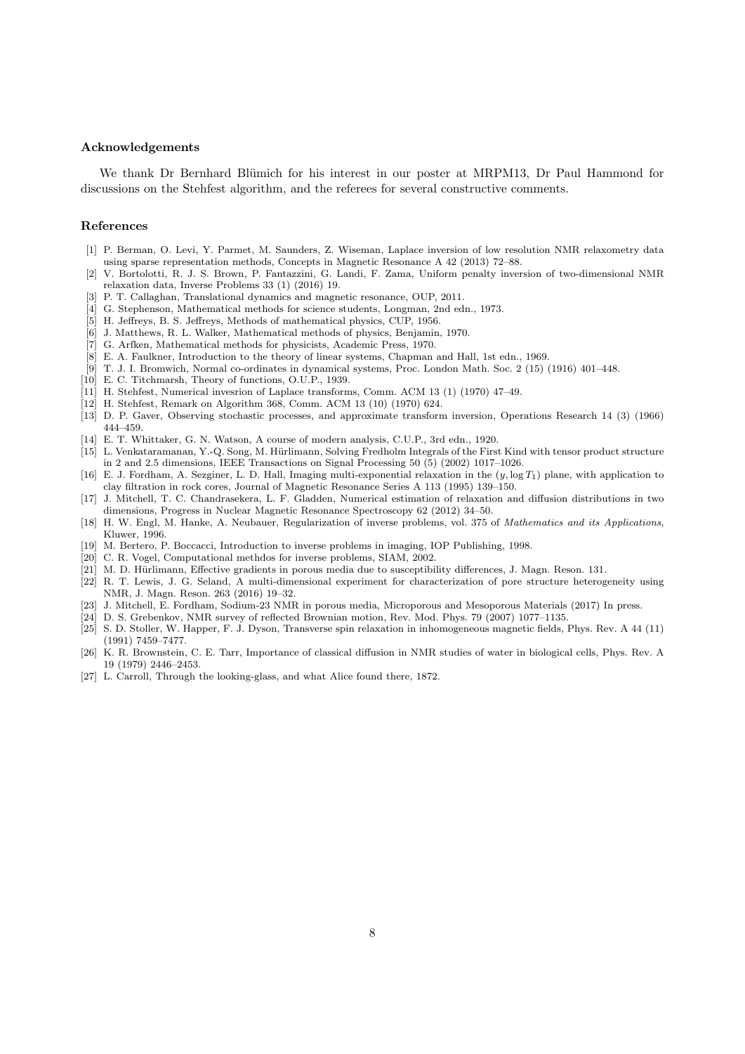### Acknowledgements

We thank Dr Bernhard Blümich for his interest in our poster at MRPM13, Dr Paul Hammond for discussions on the Stehfest algorithm, and the referees for several constructive comments.

### References

[1] P. Berman, O. Levi, Y. Parmet, M. Saunders, Z. Wiseman, Laplace inversion of low resolution NMR relaxometry data using sparse representation methods, Concepts in Magnetic Resonance A 42 (2013) 72–88.

[2] V. Bortolotti, R. J. S. Brown, P. Fantazzini, G. Landi, F. Zama, Uniform penalty inversion of two-dimensional NMR relaxation data, Inverse Problems 33 (1) (2016) 19.

[3] P. T. Callaghan, Translational dynamics and magnetic resonance, OUP, 2011.

[4] G. Stephenson, Mathematical methods for science students, Longman, 2nd edn., 1973.

[5] H. Jeffreys, B. S. Jeffreys, Methods of mathematical physics, CUP, 1956.

[6] J. Matthews, R. L. Walker, Mathematical methods of physics, Benjamin, 1970.

[7] G. Arfken, Mathematical methods for physicists, Academic Press, 1970.

[8] E. A. Faulkner, Introduction to the theory of linear systems, Chapman and Hall, 1st edn., 1969.

[9] T. J. I. Bromwich, Normal co-ordinates in dynamical systems, Proc. London Math. Soc. 2 (15) (1916) 401–448.

[10] E. C. Titchmarsh, Theory of functions, O.U.P., 1939.

[11] H. Stehfest, Numerical invesrion of Laplace transforms, Comm. ACM 13 (1) (1970) 47–49.

[12] H. Stehfest, Remark on Algorithm 368, Comm. ACM 13 (10) (1970) 624.

[13] D. P. Gaver, Observing stochastic processes, and approximate transform inversion, Operations Research 14 (3) (1966) 444–459.

[14] E. T. Whittaker, G. N. Watson, A course of modern analysis, C.U.P., 3rd edn., 1920.

[15] L. Venkataramanan, Y.-Q. Song, M. Hürlimann, Solving Fredholm Integrals of the First Kind with tensor product structure in 2 and 2.5 dimensions, IEEE Transactions on Signal Processing 50 (5) (2002) 1017–1026.

[16] E. J. Fordham, A. Sezginer, L. D. Hall, Imaging multi-exponential relaxation in the $(y, \log T_1)$ plane, with application to clay filtration in rock cores, Journal of Magnetic Resonance Series A 113 (1995) 139–150.

[17] J. Mitchell, T. C. Chandrasekera, L. F. Gladden, Numerical estimation of relaxation and diffusion distributions in two dimensions, Progress in Nuclear Magnetic Resonance Spectroscopy 62 (2012) 34–50.

[18] H. W. Engl, M. Hanke, A. Neubauer, Regularization of inverse problems, vol. 375 of *Mathematics and its Applications*, Kluwer, 1996.

[19] M. Bertero, P. Boccacci, Introduction to inverse problems in imaging, IOP Publishing, 1998.

[20] C. R. Vogel, Computational methdos for inverse problems, SIAM, 2002.

[21] M. D. Hürlimann, Effective gradients in porous media due to susceptibility differences, J. Magn. Reson. 131.

[22] R. T. Lewis, J. G. Seland, A multi-dimensional experiment for characterization of pore structure heterogeneity using NMR, J. Magn. Reson. 263 (2016) 19–32.

[23] J. Mitchell, E. Fordham, Sodium-23 NMR in porous media, Microporous and Mesoporous Materials (2017) In press.

[24] D. S. Grebenkov, NMR survey of reflected Brownian motion, Rev. Mod. Phys. 79 (2007) 1077–1135.

[25] S. D. Stoller, W. Happer, F. J. Dyson, Transverse spin relaxation in inhomogeneous magnetic fields, Phys. Rev. A 44 (11) (1991) 7459–7477.

[26] K. R. Brownstein, C. E. Tarr, Importance of classical diffusion in NMR studies of water in biological cells, Phys. Rev. A 19 (1979) 2446–2453.

[27] L. Carroll, Through the looking-glass, and what Alice found there, 1872.